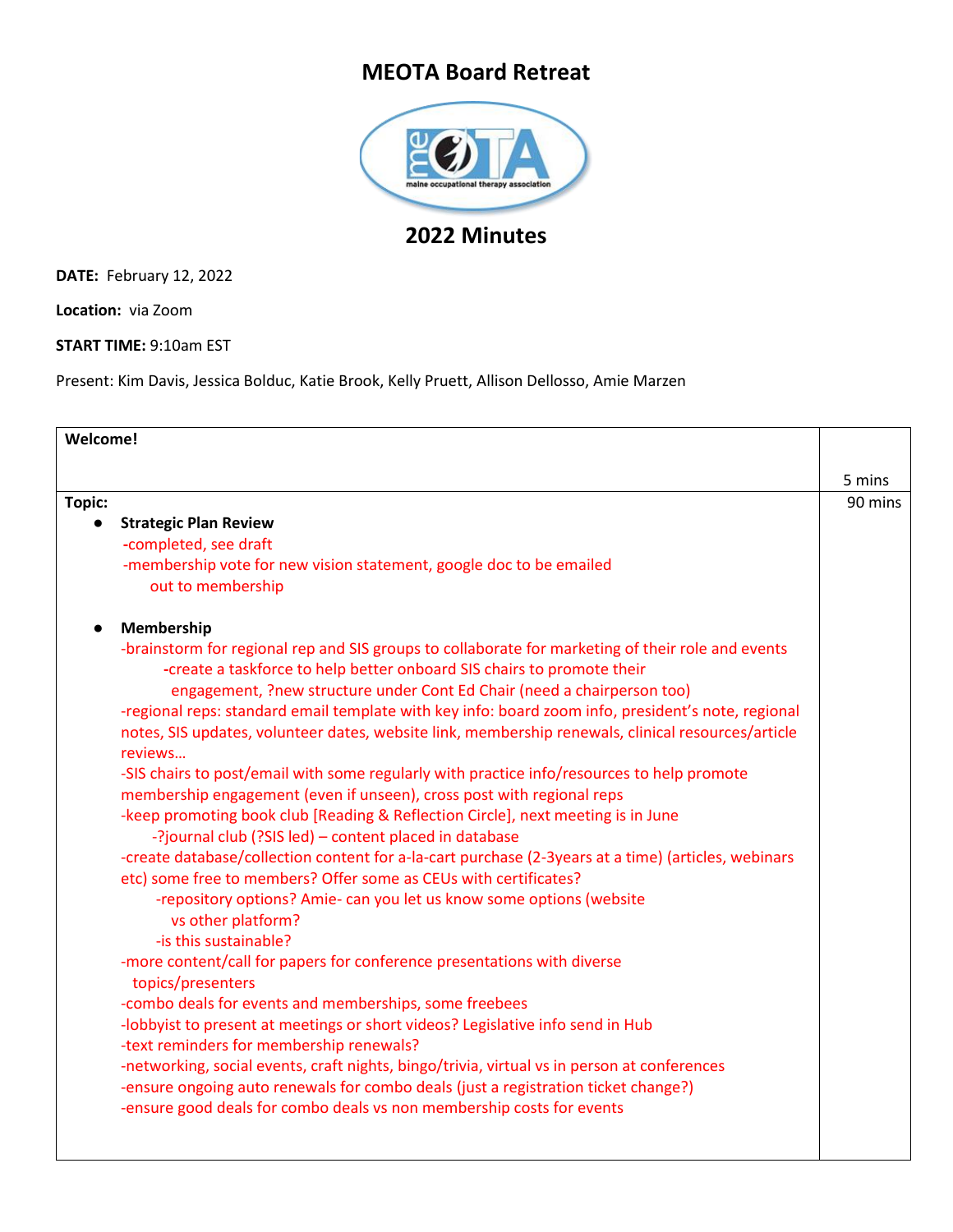# MEOTA Board Retreat

## 2022 Minutes

**DATE:** February 12, 2022

**Location:** via Zoom

**START TIME:** 9:10am EST

Present: Kim Davis, Jessica Bolduc, Katie Brook, Kelly Pruett, Allison Dellosso, Amie Marzen

| **Welcome!** | 5 mins |
|---|---|
| **Topic:**<br>• **Strategic Plan Review**<br>-completed, see draft<br>-membership vote for new vision statement, google doc to be emailed out to membership<br><br>• **Membership**<br>-brainstorm for regional rep and SIS groups to collaborate for marketing of their role and events<br>-create a taskforce to help better onboard SIS chairs to promote their engagement, ?new structure under Cont Ed Chair (need a chairperson too)<br>-regional reps: standard email template with key info: board zoom info, president's note, regional notes, SIS updates, volunteer dates, website link, membership renewals, clinical resources/article reviews…<br>-SIS chairs to post/email with some regularly with practice info/resources to help promote membership engagement (even if unseen), cross post with regional reps<br>-keep promoting book club [Reading & Reflection Circle], next meeting is in June<br>-?journal club (?SIS led) – content placed in database<br>-create database/collection content for a-la-cart purchase (2-3years at a time) (articles, webinars etc) some free to members? Offer some as CEUs with certificates?<br>-repository options? Amie- can you let us know some options (website vs other platform?<br>-is this sustainable?<br>-more content/call for papers for conference presentations with diverse topics/presenters<br>-combo deals for events and memberships, some freebees<br>-lobbyist to present at meetings or short videos? Legislative info send in Hub<br>-text reminders for membership renewals?<br>-networking, social events, craft nights, bingo/trivia, virtual vs in person at conferences<br>-ensure ongoing auto renewals for combo deals (just a registration ticket change?)<br>-ensure good deals for combo deals vs non membership costs for events | 90 mins |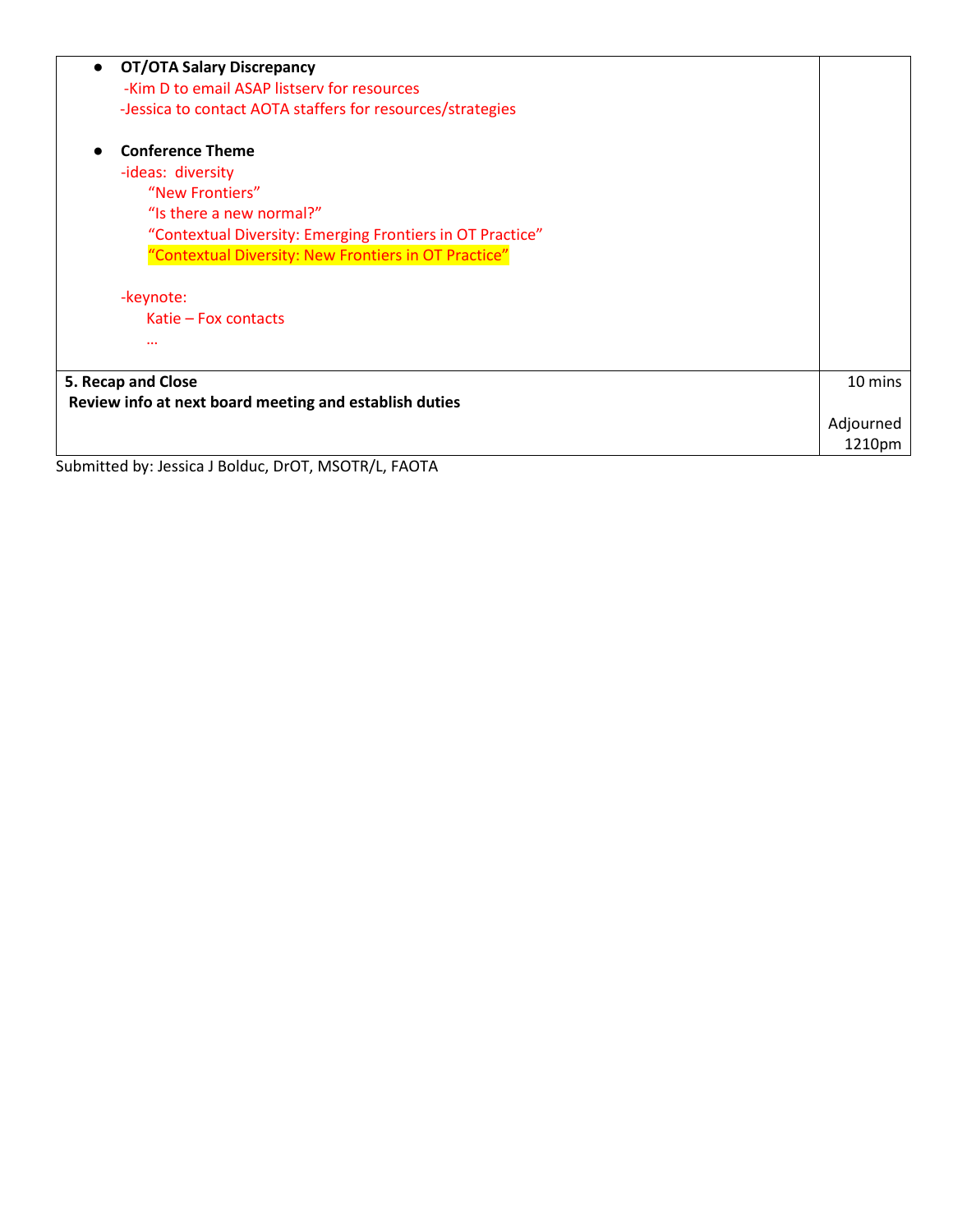| | |
|---|---|
| ● **OT/OTA Salary Discrepancy**<br>-Kim D to email ASAP listserv for resources<br>-Jessica to contact AOTA staffers for resources/strategies<br><br>● **Conference Theme**<br>-ideas: diversity<br>"New Frontiers"<br>"Is there a new normal?"<br>"Contextual Diversity: Emerging Frontiers in OT Practice"<br>"Contextual Diversity: New Frontiers in OT Practice"<br><br>-keynote:<br>Katie – Fox contacts<br>… | |
| **5. Recap and Close**<br>**Review info at next board meeting and establish duties** | 10 mins<br><br>Adjourned 1210pm |

Submitted by: Jessica J Bolduc, DrOT, MSOTR/L, FAOTA